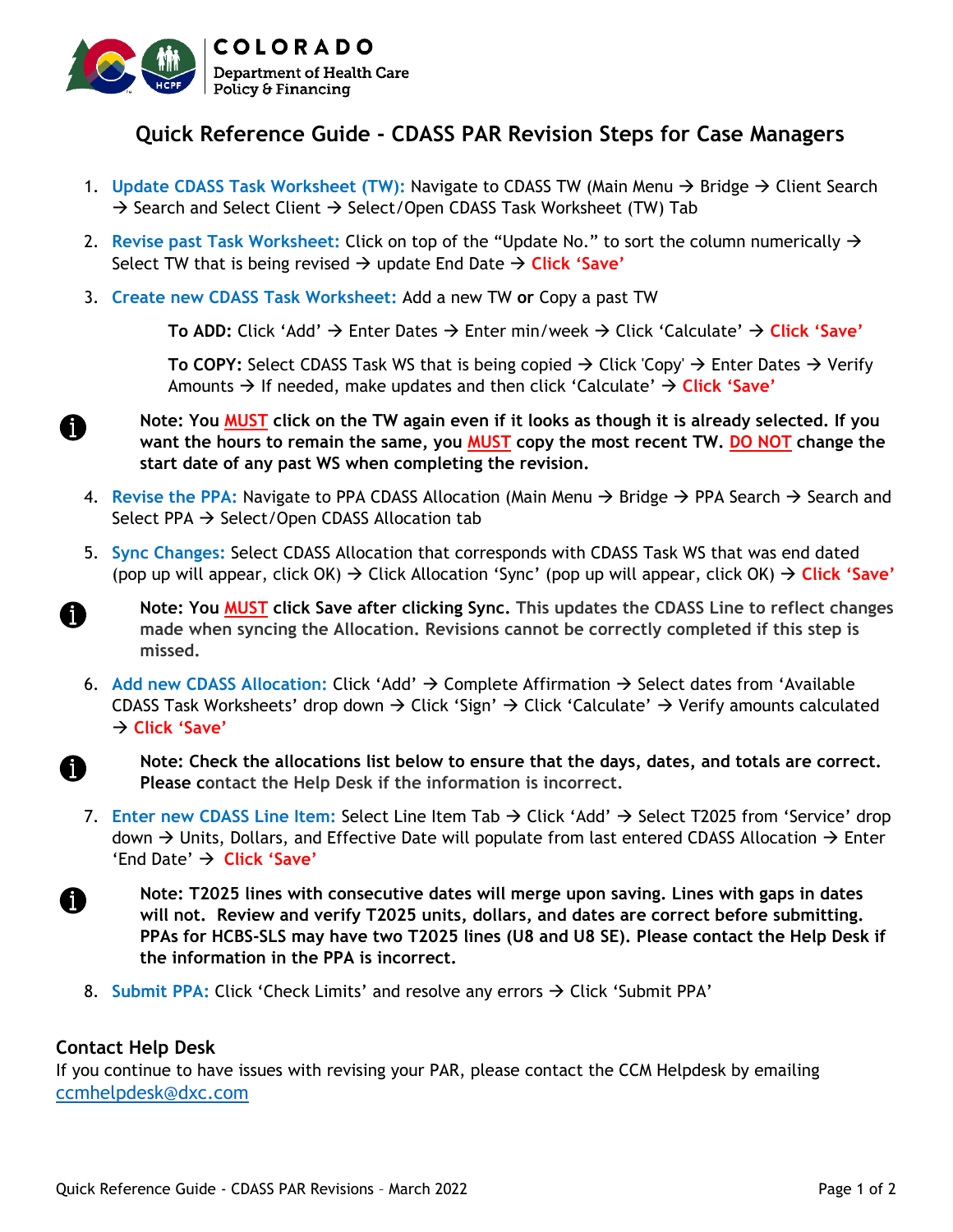COLORADO

Department of Health Care Policy & Financing

# Quick Reference Guide - CDASS PAR Revision Steps for Case Managers

1. **Update CDASS Task Worksheet (TW):** Navigate to CDASS TW (Main Menu → Bridge → Client Search → Search and Select Client → Select/Open CDASS Task Worksheet (TW) Tab
2. **Revise past Task Worksheet:** Click on top of the "Update No." to sort the column numerically → Select TW that is being revised → update End Date → **Click 'Save'**
3. **Create new CDASS Task Worksheet:** Add a new TW **or** Copy a past TW

   **To ADD:** Click 'Add' → Enter Dates → Enter min/week → Click 'Calculate' → **Click 'Save'**

   **To COPY:** Select CDASS Task WS that is being copied → Click 'Copy' → Enter Dates → Verify Amounts → If needed, make updates and then click 'Calculate' → **Click 'Save'**

   **Note: You MUST click on the TW again even if it looks as though it is already selected. If you want the hours to remain the same, you MUST copy the most recent TW. DO NOT change the start date of any past WS when completing the revision.**

4. **Revise the PPA:** Navigate to PPA CDASS Allocation (Main Menu → Bridge → PPA Search → Search and Select PPA → Select/Open CDASS Allocation tab
5. **Sync Changes:** Select CDASS Allocation that corresponds with CDASS Task WS that was end dated (pop up will appear, click OK) → Click Allocation 'Sync' (pop up will appear, click OK) → **Click 'Save'**

   **Note: You MUST click Save after clicking Sync. This updates the CDASS Line to reflect changes made when syncing the Allocation. Revisions cannot be correctly completed if this step is missed.**

6. **Add new CDASS Allocation:** Click 'Add' → Complete Affirmation → Select dates from 'Available CDASS Task Worksheets' drop down → Click 'Sign' → Click 'Calculate' → Verify amounts calculated → **Click 'Save'**

   **Note: Check the allocations list below to ensure that the days, dates, and totals are correct. Please contact the Help Desk if the information is incorrect.**

7. **Enter new CDASS Line Item:** Select Line Item Tab → Click 'Add' → Select T2025 from 'Service' drop down → Units, Dollars, and Effective Date will populate from last entered CDASS Allocation → Enter 'End Date' → **Click 'Save'**

   **Note: T2025 lines with consecutive dates will merge upon saving. Lines with gaps in dates will not. Review and verify T2025 units, dollars, and dates are correct before submitting. PPAs for HCBS-SLS may have two T2025 lines (U8 and U8 SE). Please contact the Help Desk if the information in the PPA is incorrect.**

8. **Submit PPA:** Click 'Check Limits' and resolve any errors → Click 'Submit PPA'

## Contact Help Desk

If you continue to have issues with revising your PAR, please contact the CCM Helpdesk by emailing ccmhelpdesk@dxc.com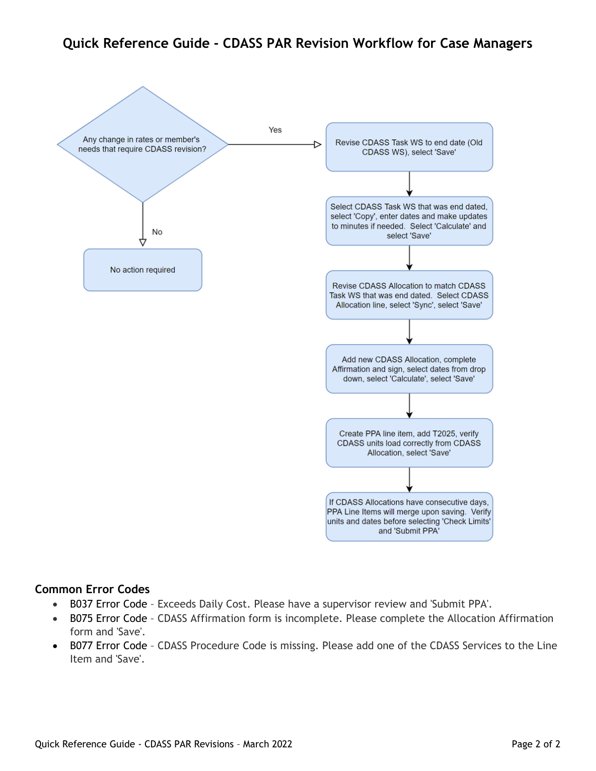# Quick Reference Guide - CDASS PAR Revision Workflow for Case Managers

Any change in rates or member's needs that require CDASS revision?

No

No action required

Yes

Revise CDASS Task WS to end date (Old CDASS WS), select 'Save'

Select CDASS Task WS that was end dated, select 'Copy', enter dates and make updates to minutes if needed. Select 'Calculate' and select 'Save'

Revise CDASS Allocation to match CDASS Task WS that was end dated. Select CDASS Allocation line, select 'Sync', select 'Save'

Add new CDASS Allocation, complete Affirmation and sign, select dates from drop down, select 'Calculate', select 'Save'

Create PPA line item, add T2025, verify CDASS units load correctly from CDASS Allocation, select 'Save'

If CDASS Allocations have consecutive days, PPA Line Items will merge upon saving. Verify units and dates before selecting 'Check Limits' and 'Submit PPA'

## Common Error Codes

- B037 Error Code – Exceeds Daily Cost. Please have a supervisor review and 'Submit PPA'.
- B075 Error Code – CDASS Affirmation form is incomplete. Please complete the Allocation Affirmation form and 'Save'.
- B077 Error Code – CDASS Procedure Code is missing. Please add one of the CDASS Services to the Line Item and 'Save'.